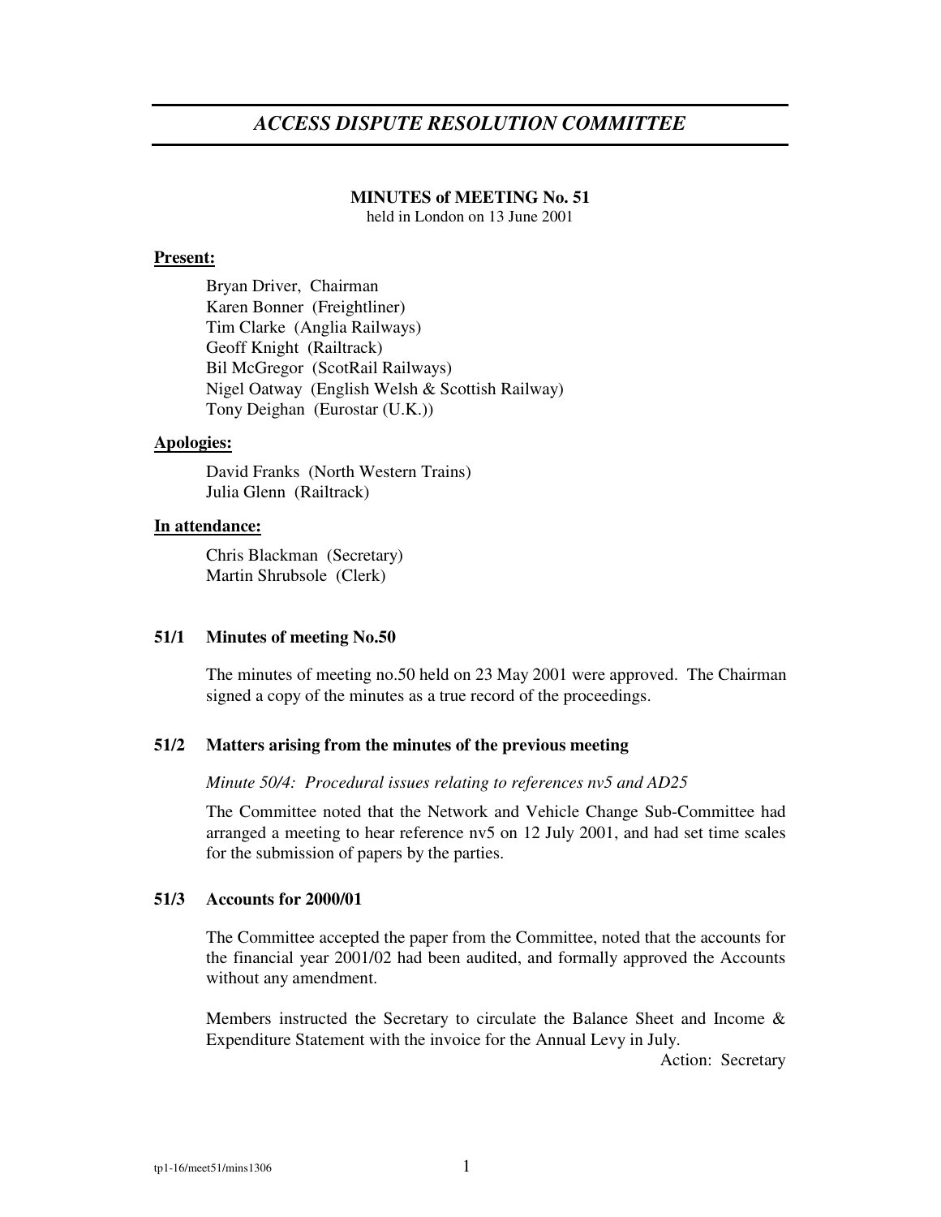# *ACCESS DISPUTE RESOLUTION COMMITTEE*

**MINUTES of MEETING No. 51**
held in London on 13 June 2001

**Present:**

Bryan Driver, Chairman
Karen Bonner (Freightliner)
Tim Clarke (Anglia Railways)
Geoff Knight (Railtrack)
Bil McGregor (ScotRail Railways)
Nigel Oatway (English Welsh & Scottish Railway)
Tony Deighan (Eurostar (U.K.))

**Apologies:**

David Franks (North Western Trains)
Julia Glenn (Railtrack)

**In attendance:**

Chris Blackman (Secretary)
Martin Shrubsole (Clerk)

## 51/1 Minutes of meeting No.50

The minutes of meeting no.50 held on 23 May 2001 were approved. The Chairman signed a copy of the minutes as a true record of the proceedings.

## 51/2 Matters arising from the minutes of the previous meeting

*Minute 50/4: Procedural issues relating to references nv5 and AD25*

The Committee noted that the Network and Vehicle Change Sub-Committee had arranged a meeting to hear reference nv5 on 12 July 2001, and had set time scales for the submission of papers by the parties.

## 51/3 Accounts for 2000/01

The Committee accepted the paper from the Committee, noted that the accounts for the financial year 2001/02 had been audited, and formally approved the Accounts without any amendment.

Members instructed the Secretary to circulate the Balance Sheet and Income & Expenditure Statement with the invoice for the Annual Levy in July.

Action: Secretary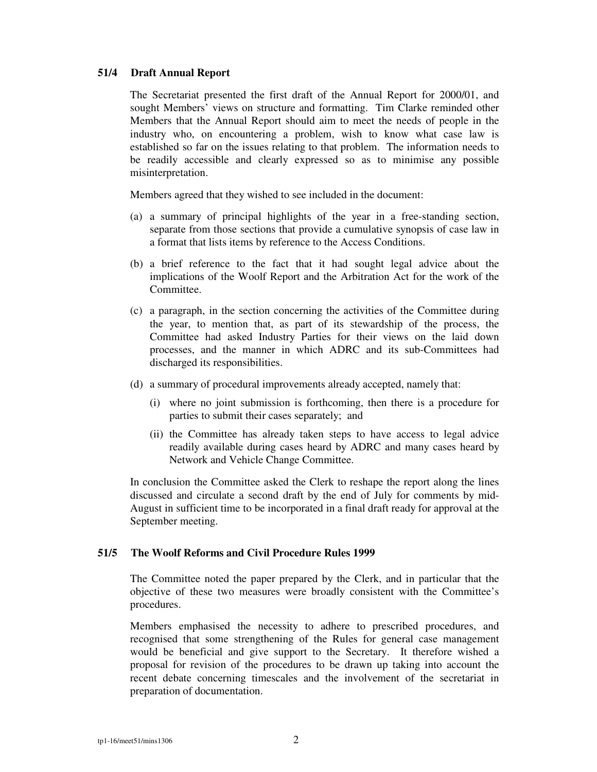### 51/4 Draft Annual Report

The Secretariat presented the first draft of the Annual Report for 2000/01, and sought Members' views on structure and formatting. Tim Clarke reminded other Members that the Annual Report should aim to meet the needs of people in the industry who, on encountering a problem, wish to know what case law is established so far on the issues relating to that problem. The information needs to be readily accessible and clearly expressed so as to minimise any possible misinterpretation.

Members agreed that they wished to see included in the document:

(a) a summary of principal highlights of the year in a free-standing section, separate from those sections that provide a cumulative synopsis of case law in a format that lists items by reference to the Access Conditions.

(b) a brief reference to the fact that it had sought legal advice about the implications of the Woolf Report and the Arbitration Act for the work of the Committee.

(c) a paragraph, in the section concerning the activities of the Committee during the year, to mention that, as part of its stewardship of the process, the Committee had asked Industry Parties for their views on the laid down processes, and the manner in which ADRC and its sub-Committees had discharged its responsibilities.

(d) a summary of procedural improvements already accepted, namely that:

   (i) where no joint submission is forthcoming, then there is a procedure for parties to submit their cases separately; and

   (ii) the Committee has already taken steps to have access to legal advice readily available during cases heard by ADRC and many cases heard by Network and Vehicle Change Committee.

In conclusion the Committee asked the Clerk to reshape the report along the lines discussed and circulate a second draft by the end of July for comments by mid-August in sufficient time to be incorporated in a final draft ready for approval at the September meeting.

### 51/5 The Woolf Reforms and Civil Procedure Rules 1999

The Committee noted the paper prepared by the Clerk, and in particular that the objective of these two measures were broadly consistent with the Committee's procedures.

Members emphasised the necessity to adhere to prescribed procedures, and recognised that some strengthening of the Rules for general case management would be beneficial and give support to the Secretary. It therefore wished a proposal for revision of the procedures to be drawn up taking into account the recent debate concerning timescales and the involvement of the secretariat in preparation of documentation.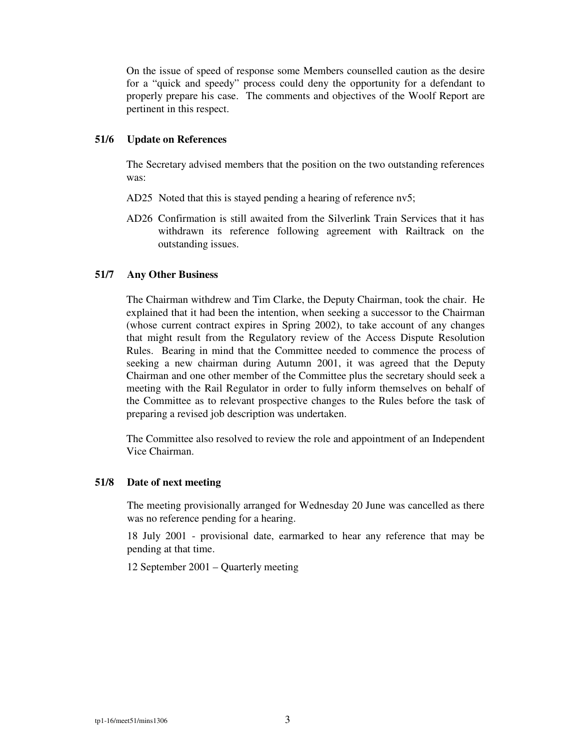On the issue of speed of response some Members counselled caution as the desire for a "quick and speedy" process could deny the opportunity for a defendant to properly prepare his case. The comments and objectives of the Woolf Report are pertinent in this respect.

**51/6 Update on References**

The Secretary advised members that the position on the two outstanding references was:

AD25 Noted that this is stayed pending a hearing of reference nv5;

AD26 Confirmation is still awaited from the Silverlink Train Services that it has withdrawn its reference following agreement with Railtrack on the outstanding issues.

**51/7 Any Other Business**

The Chairman withdrew and Tim Clarke, the Deputy Chairman, took the chair. He explained that it had been the intention, when seeking a successor to the Chairman (whose current contract expires in Spring 2002), to take account of any changes that might result from the Regulatory review of the Access Dispute Resolution Rules. Bearing in mind that the Committee needed to commence the process of seeking a new chairman during Autumn 2001, it was agreed that the Deputy Chairman and one other member of the Committee plus the secretary should seek a meeting with the Rail Regulator in order to fully inform themselves on behalf of the Committee as to relevant prospective changes to the Rules before the task of preparing a revised job description was undertaken.

The Committee also resolved to review the role and appointment of an Independent Vice Chairman.

**51/8 Date of next meeting**

The meeting provisionally arranged for Wednesday 20 June was cancelled as there was no reference pending for a hearing.

18 July 2001 - provisional date, earmarked to hear any reference that may be pending at that time.

12 September 2001 – Quarterly meeting

tp1-16/meet51/mins1306